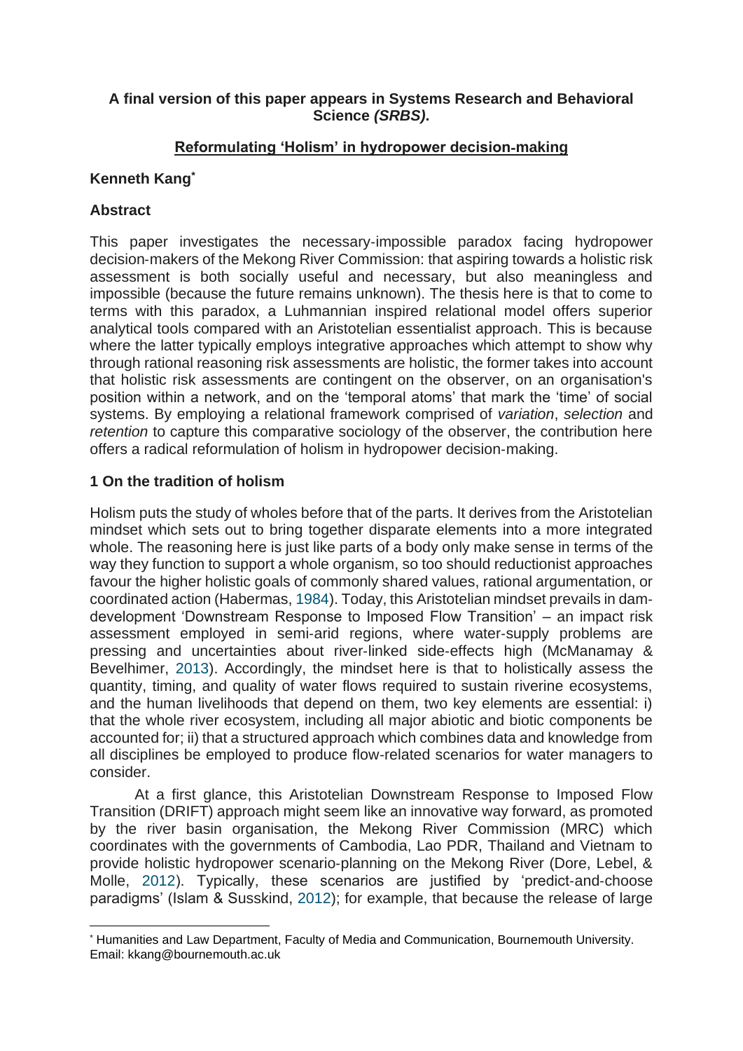**A final version of this paper appears in Systems Research and Behavioral Science *(SRBS)*.**

## Reformulating 'Holism' in hydropower decision-making

**Kenneth Kang**[*]

### Abstract

This paper investigates the necessary-impossible paradox facing hydropower decision-makers of the Mekong River Commission: that aspiring towards a holistic risk assessment is both socially useful and necessary, but also meaningless and impossible (because the future remains unknown). The thesis here is that to come to terms with this paradox, a Luhmannian inspired relational model offers superior analytical tools compared with an Aristotelian essentialist approach. This is because where the latter typically employs integrative approaches which attempt to show why through rational reasoning risk assessments are holistic, the former takes into account that holistic risk assessments are contingent on the observer, on an organisation's position within a network, and on the 'temporal atoms' that mark the 'time' of social systems. By employing a relational framework comprised of *variation*, *selection* and *retention* to capture this comparative sociology of the observer, the contribution here offers a radical reformulation of holism in hydropower decision-making.

### 1 On the tradition of holism

Holism puts the study of wholes before that of the parts. It derives from the Aristotelian mindset which sets out to bring together disparate elements into a more integrated whole. The reasoning here is just like parts of a body only make sense in terms of the way they function to support a whole organism, so too should reductionist approaches favour the higher holistic goals of commonly shared values, rational argumentation, or coordinated action (Habermas, 1984). Today, this Aristotelian mindset prevails in dam-development 'Downstream Response to Imposed Flow Transition' – an impact risk assessment employed in semi-arid regions, where water-supply problems are pressing and uncertainties about river-linked side-effects high (McManamay & Bevelhimer, 2013). Accordingly, the mindset here is that to holistically assess the quantity, timing, and quality of water flows required to sustain riverine ecosystems, and the human livelihoods that depend on them, two key elements are essential: i) that the whole river ecosystem, including all major abiotic and biotic components be accounted for; ii) that a structured approach which combines data and knowledge from all disciplines be employed to produce flow-related scenarios for water managers to consider.

At a first glance, this Aristotelian Downstream Response to Imposed Flow Transition (DRIFT) approach might seem like an innovative way forward, as promoted by the river basin organisation, the Mekong River Commission (MRC) which coordinates with the governments of Cambodia, Lao PDR, Thailand and Vietnam to provide holistic hydropower scenario-planning on the Mekong River (Dore, Lebel, & Molle, 2012). Typically, these scenarios are justified by 'predict-and-choose paradigms' (Islam & Susskind, 2012); for example, that because the release of large

[*] Humanities and Law Department, Faculty of Media and Communication, Bournemouth University. Email: kkang@bournemouth.ac.uk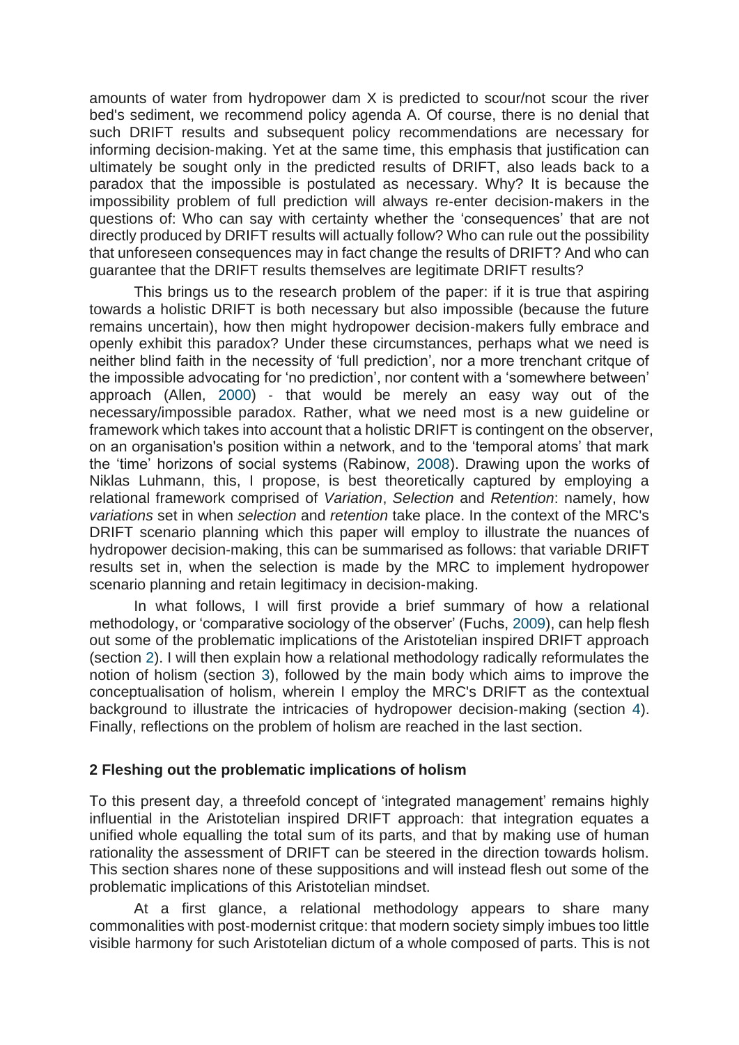amounts of water from hydropower dam X is predicted to scour/not scour the river bed's sediment, we recommend policy agenda A. Of course, there is no denial that such DRIFT results and subsequent policy recommendations are necessary for informing decision-making. Yet at the same time, this emphasis that justification can ultimately be sought only in the predicted results of DRIFT, also leads back to a paradox that the impossible is postulated as necessary. Why? It is because the impossibility problem of full prediction will always re-enter decision-makers in the questions of: Who can say with certainty whether the 'consequences' that are not directly produced by DRIFT results will actually follow? Who can rule out the possibility that unforeseen consequences may in fact change the results of DRIFT? And who can guarantee that the DRIFT results themselves are legitimate DRIFT results?

This brings us to the research problem of the paper: if it is true that aspiring towards a holistic DRIFT is both necessary but also impossible (because the future remains uncertain), how then might hydropower decision-makers fully embrace and openly exhibit this paradox? Under these circumstances, perhaps what we need is neither blind faith in the necessity of 'full prediction', nor a more trenchant critque of the impossible advocating for 'no prediction', nor content with a 'somewhere between' approach (Allen, 2000) - that would be merely an easy way out of the necessary/impossible paradox. Rather, what we need most is a new guideline or framework which takes into account that a holistic DRIFT is contingent on the observer, on an organisation's position within a network, and to the 'temporal atoms' that mark the 'time' horizons of social systems (Rabinow, 2008). Drawing upon the works of Niklas Luhmann, this, I propose, is best theoretically captured by employing a relational framework comprised of *Variation*, *Selection* and *Retention*: namely, how *variations* set in when *selection* and *retention* take place. In the context of the MRC's DRIFT scenario planning which this paper will employ to illustrate the nuances of hydropower decision-making, this can be summarised as follows: that variable DRIFT results set in, when the selection is made by the MRC to implement hydropower scenario planning and retain legitimacy in decision-making.

In what follows, I will first provide a brief summary of how a relational methodology, or 'comparative sociology of the observer' (Fuchs, 2009), can help flesh out some of the problematic implications of the Aristotelian inspired DRIFT approach (section 2). I will then explain how a relational methodology radically reformulates the notion of holism (section 3), followed by the main body which aims to improve the conceptualisation of holism, wherein I employ the MRC's DRIFT as the contextual background to illustrate the intricacies of hydropower decision-making (section 4). Finally, reflections on the problem of holism are reached in the last section.

## 2 Fleshing out the problematic implications of holism

To this present day, a threefold concept of 'integrated management' remains highly influential in the Aristotelian inspired DRIFT approach: that integration equates a unified whole equalling the total sum of its parts, and that by making use of human rationality the assessment of DRIFT can be steered in the direction towards holism. This section shares none of these suppositions and will instead flesh out some of the problematic implications of this Aristotelian mindset.

At a first glance, a relational methodology appears to share many commonalities with post-modernist critque: that modern society simply imbues too little visible harmony for such Aristotelian dictum of a whole composed of parts. This is not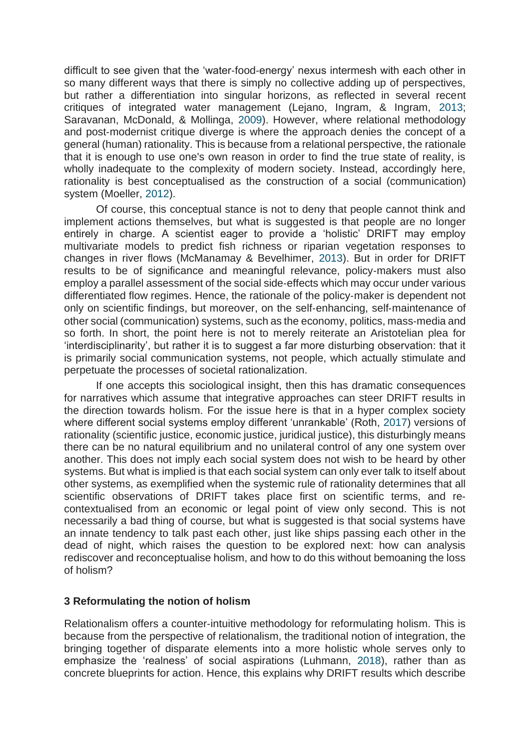difficult to see given that the 'water-food-energy' nexus intermesh with each other in so many different ways that there is simply no collective adding up of perspectives, but rather a differentiation into singular horizons, as reflected in several recent critiques of integrated water management (Lejano, Ingram, & Ingram, 2013; Saravanan, McDonald, & Mollinga, 2009). However, where relational methodology and post-modernist critique diverge is where the approach denies the concept of a general (human) rationality. This is because from a relational perspective, the rationale that it is enough to use one's own reason in order to find the true state of reality, is wholly inadequate to the complexity of modern society. Instead, accordingly here, rationality is best conceptualised as the construction of a social (communication) system (Moeller, 2012).

Of course, this conceptual stance is not to deny that people cannot think and implement actions themselves, but what is suggested is that people are no longer entirely in charge. A scientist eager to provide a 'holistic' DRIFT may employ multivariate models to predict fish richness or riparian vegetation responses to changes in river flows (McManamay & Bevelhimer, 2013). But in order for DRIFT results to be of significance and meaningful relevance, policy-makers must also employ a parallel assessment of the social side-effects which may occur under various differentiated flow regimes. Hence, the rationale of the policy-maker is dependent not only on scientific findings, but moreover, on the self-enhancing, self-maintenance of other social (communication) systems, such as the economy, politics, mass-media and so forth. In short, the point here is not to merely reiterate an Aristotelian plea for 'interdisciplinarity', but rather it is to suggest a far more disturbing observation: that it is primarily social communication systems, not people, which actually stimulate and perpetuate the processes of societal rationalization.

If one accepts this sociological insight, then this has dramatic consequences for narratives which assume that integrative approaches can steer DRIFT results in the direction towards holism. For the issue here is that in a hyper complex society where different social systems employ different 'unrankable' (Roth, 2017) versions of rationality (scientific justice, economic justice, juridical justice), this disturbingly means there can be no natural equilibrium and no unilateral control of any one system over another. This does not imply each social system does not wish to be heard by other systems. But what is implied is that each social system can only ever talk to itself about other systems, as exemplified when the systemic rule of rationality determines that all scientific observations of DRIFT takes place first on scientific terms, and re-contextualised from an economic or legal point of view only second. This is not necessarily a bad thing of course, but what is suggested is that social systems have an innate tendency to talk past each other, just like ships passing each other in the dead of night, which raises the question to be explored next: how can analysis rediscover and reconceptualise holism, and how to do this without bemoaning the loss of holism?

## 3 Reformulating the notion of holism

Relationalism offers a counter-intuitive methodology for reformulating holism. This is because from the perspective of relationalism, the traditional notion of integration, the bringing together of disparate elements into a more holistic whole serves only to emphasize the 'realness' of social aspirations (Luhmann, 2018), rather than as concrete blueprints for action. Hence, this explains why DRIFT results which describe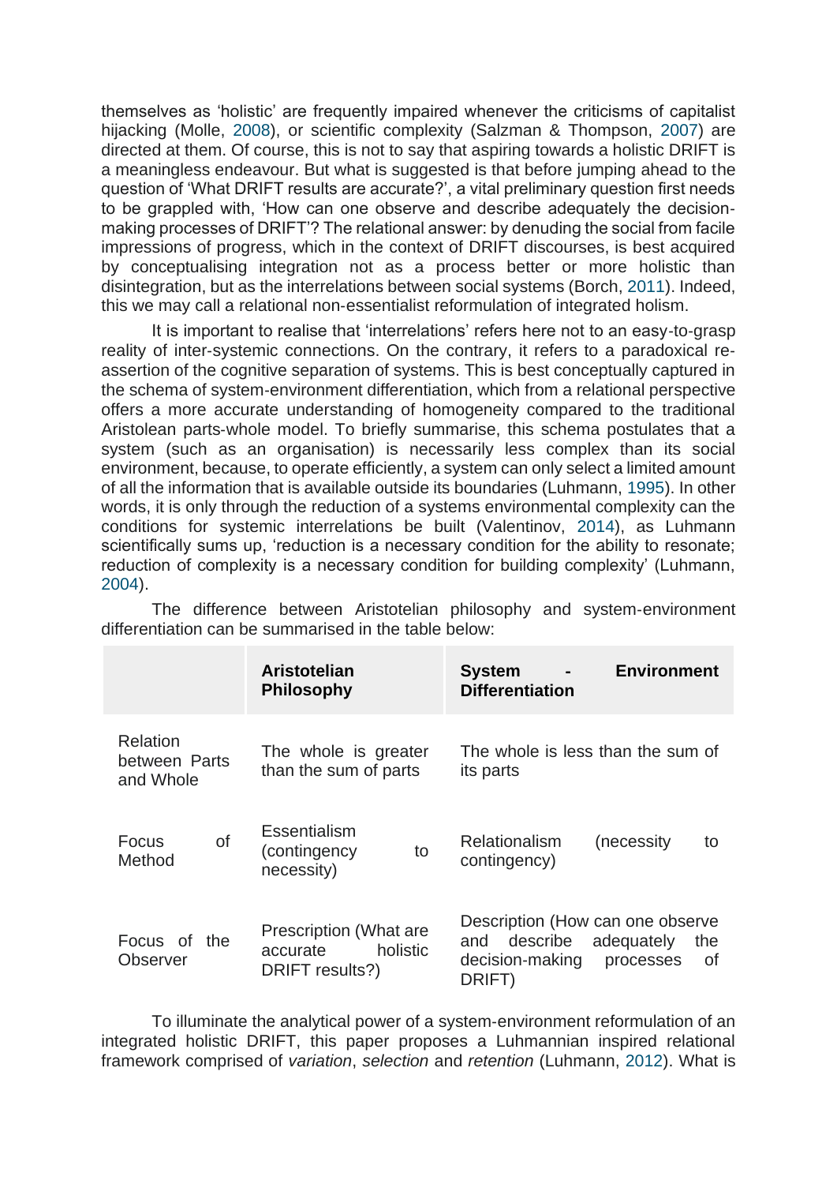themselves as 'holistic' are frequently impaired whenever the criticisms of capitalist hijacking (Molle, 2008), or scientific complexity (Salzman & Thompson, 2007) are directed at them. Of course, this is not to say that aspiring towards a holistic DRIFT is a meaningless endeavour. But what is suggested is that before jumping ahead to the question of 'What DRIFT results are accurate?', a vital preliminary question first needs to be grappled with, 'How can one observe and describe adequately the decision-making processes of DRIFT'? The relational answer: by denuding the social from facile impressions of progress, which in the context of DRIFT discourses, is best acquired by conceptualising integration not as a process better or more holistic than disintegration, but as the interrelations between social systems (Borch, 2011). Indeed, this we may call a relational non-essentialist reformulation of integrated holism.

It is important to realise that 'interrelations' refers here not to an easy-to-grasp reality of inter-systemic connections. On the contrary, it refers to a paradoxical re-assertion of the cognitive separation of systems. This is best conceptually captured in the schema of system-environment differentiation, which from a relational perspective offers a more accurate understanding of homogeneity compared to the traditional Aristolean parts-whole model. To briefly summarise, this schema postulates that a system (such as an organisation) is necessarily less complex than its social environment, because, to operate efficiently, a system can only select a limited amount of all the information that is available outside its boundaries (Luhmann, 1995). In other words, it is only through the reduction of a systems environmental complexity can the conditions for systemic interrelations be built (Valentinov, 2014), as Luhmann scientifically sums up, 'reduction is a necessary condition for the ability to resonate; reduction of complexity is a necessary condition for building complexity' (Luhmann, 2004).

The difference between Aristotelian philosophy and system-environment differentiation can be summarised in the table below:

| | **Aristotelian Philosophy** | **System - Environment Differentiation** |
|---|---|---|
| Relation between Parts and Whole | The whole is greater than the sum of parts | The whole is less than the sum of its parts |
| Focus of Method | Essentialism (contingency to necessity) | Relationalism (necessity to contingency) |
| Focus of the Observer | Prescription (What are accurate holistic DRIFT results?) | Description (How can one observe and describe adequately the decision-making processes of DRIFT) |

To illuminate the analytical power of a system-environment reformulation of an integrated holistic DRIFT, this paper proposes a Luhmannian inspired relational framework comprised of *variation*, *selection* and *retention* (Luhmann, 2012). What is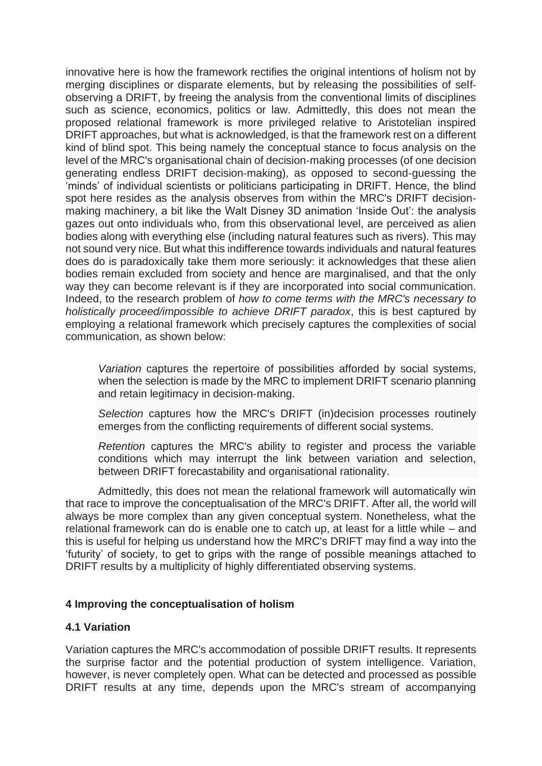innovative here is how the framework rectifies the original intentions of holism not by merging disciplines or disparate elements, but by releasing the possibilities of self-observing a DRIFT, by freeing the analysis from the conventional limits of disciplines such as science, economics, politics or law. Admittedly, this does not mean the proposed relational framework is more privileged relative to Aristotelian inspired DRIFT approaches, but what is acknowledged, is that the framework rest on a different kind of blind spot. This being namely the conceptual stance to focus analysis on the level of the MRC's organisational chain of decision-making processes (of one decision generating endless DRIFT decision-making), as opposed to second-guessing the 'minds' of individual scientists or politicians participating in DRIFT. Hence, the blind spot here resides as the analysis observes from within the MRC's DRIFT decision-making machinery, a bit like the Walt Disney 3D animation 'Inside Out': the analysis gazes out onto individuals who, from this observational level, are perceived as alien bodies along with everything else (including natural features such as rivers). This may not sound very nice. But what this indifference towards individuals and natural features does do is paradoxically take them more seriously: it acknowledges that these alien bodies remain excluded from society and hence are marginalised, and that the only way they can become relevant is if they are incorporated into social communication. Indeed, to the research problem of *how to come terms with the MRC's necessary to holistically proceed/impossible to achieve DRIFT paradox*, this is best captured by employing a relational framework which precisely captures the complexities of social communication, as shown below:

> *Variation* captures the repertoire of possibilities afforded by social systems, when the selection is made by the MRC to implement DRIFT scenario planning and retain legitimacy in decision-making.
>
> *Selection* captures how the MRC's DRIFT (in)decision processes routinely emerges from the conflicting requirements of different social systems.
>
> *Retention* captures the MRC's ability to register and process the variable conditions which may interrupt the link between variation and selection, between DRIFT forecastability and organisational rationality.

Admittedly, this does not mean the relational framework will automatically win that race to improve the conceptualisation of the MRC's DRIFT. After all, the world will always be more complex than any given conceptual system. Nonetheless, what the relational framework can do is enable one to catch up, at least for a little while – and this is useful for helping us understand how the MRC's DRIFT may find a way into the 'futurity' of society, to get to grips with the range of possible meanings attached to DRIFT results by a multiplicity of highly differentiated observing systems.

## 4 Improving the conceptualisation of holism

### 4.1 Variation

Variation captures the MRC's accommodation of possible DRIFT results. It represents the surprise factor and the potential production of system intelligence. Variation, however, is never completely open. What can be detected and processed as possible DRIFT results at any time, depends upon the MRC's stream of accompanying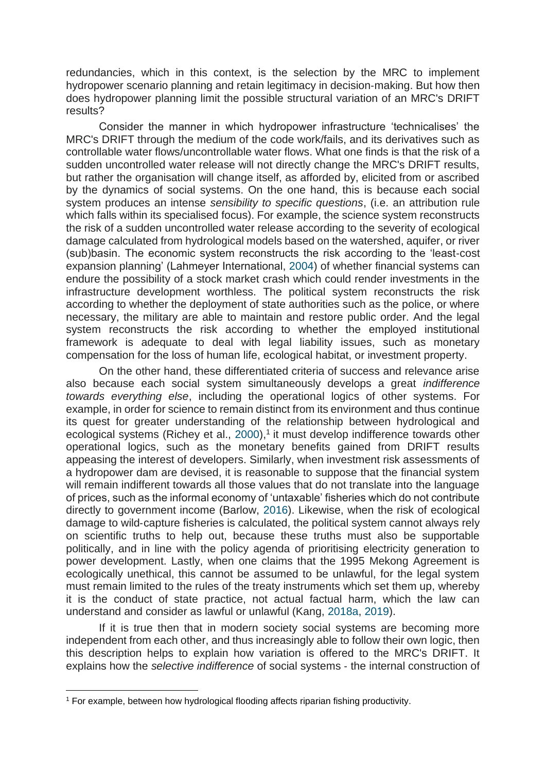redundancies, which in this context, is the selection by the MRC to implement hydropower scenario planning and retain legitimacy in decision-making. But how then does hydropower planning limit the possible structural variation of an MRC's DRIFT results?

Consider the manner in which hydropower infrastructure 'technicalises' the MRC's DRIFT through the medium of the code work/fails, and its derivatives such as controllable water flows/uncontrollable water flows. What one finds is that the risk of a sudden uncontrolled water release will not directly change the MRC's DRIFT results, but rather the organisation will change itself, as afforded by, elicited from or ascribed by the dynamics of social systems. On the one hand, this is because each social system produces an intense *sensibility to specific questions*, (i.e. an attribution rule which falls within its specialised focus). For example, the science system reconstructs the risk of a sudden uncontrolled water release according to the severity of ecological damage calculated from hydrological models based on the watershed, aquifer, or river (sub)basin. The economic system reconstructs the risk according to the 'least-cost expansion planning' (Lahmeyer International, 2004) of whether financial systems can endure the possibility of a stock market crash which could render investments in the infrastructure development worthless. The political system reconstructs the risk according to whether the deployment of state authorities such as the police, or where necessary, the military are able to maintain and restore public order. And the legal system reconstructs the risk according to whether the employed institutional framework is adequate to deal with legal liability issues, such as monetary compensation for the loss of human life, ecological habitat, or investment property.

On the other hand, these differentiated criteria of success and relevance arise also because each social system simultaneously develops a great *indifference towards everything else*, including the operational logics of other systems. For example, in order for science to remain distinct from its environment and thus continue its quest for greater understanding of the relationship between hydrological and ecological systems (Richey et al., 2000),[1] it must develop indifference towards other operational logics, such as the monetary benefits gained from DRIFT results appeasing the interest of developers. Similarly, when investment risk assessments of a hydropower dam are devised, it is reasonable to suppose that the financial system will remain indifferent towards all those values that do not translate into the language of prices, such as the informal economy of 'untaxable' fisheries which do not contribute directly to government income (Barlow, 2016). Likewise, when the risk of ecological damage to wild-capture fisheries is calculated, the political system cannot always rely on scientific truths to help out, because these truths must also be supportable politically, and in line with the policy agenda of prioritising electricity generation to power development. Lastly, when one claims that the 1995 Mekong Agreement is ecologically unethical, this cannot be assumed to be unlawful, for the legal system must remain limited to the rules of the treaty instruments which set them up, whereby it is the conduct of state practice, not actual factual harm, which the law can understand and consider as lawful or unlawful (Kang, 2018a, 2019).

If it is true then that in modern society social systems are becoming more independent from each other, and thus increasingly able to follow their own logic, then this description helps to explain how variation is offered to the MRC's DRIFT. It explains how the *selective indifference* of social systems - the internal construction of

[1] For example, between how hydrological flooding affects riparian fishing productivity.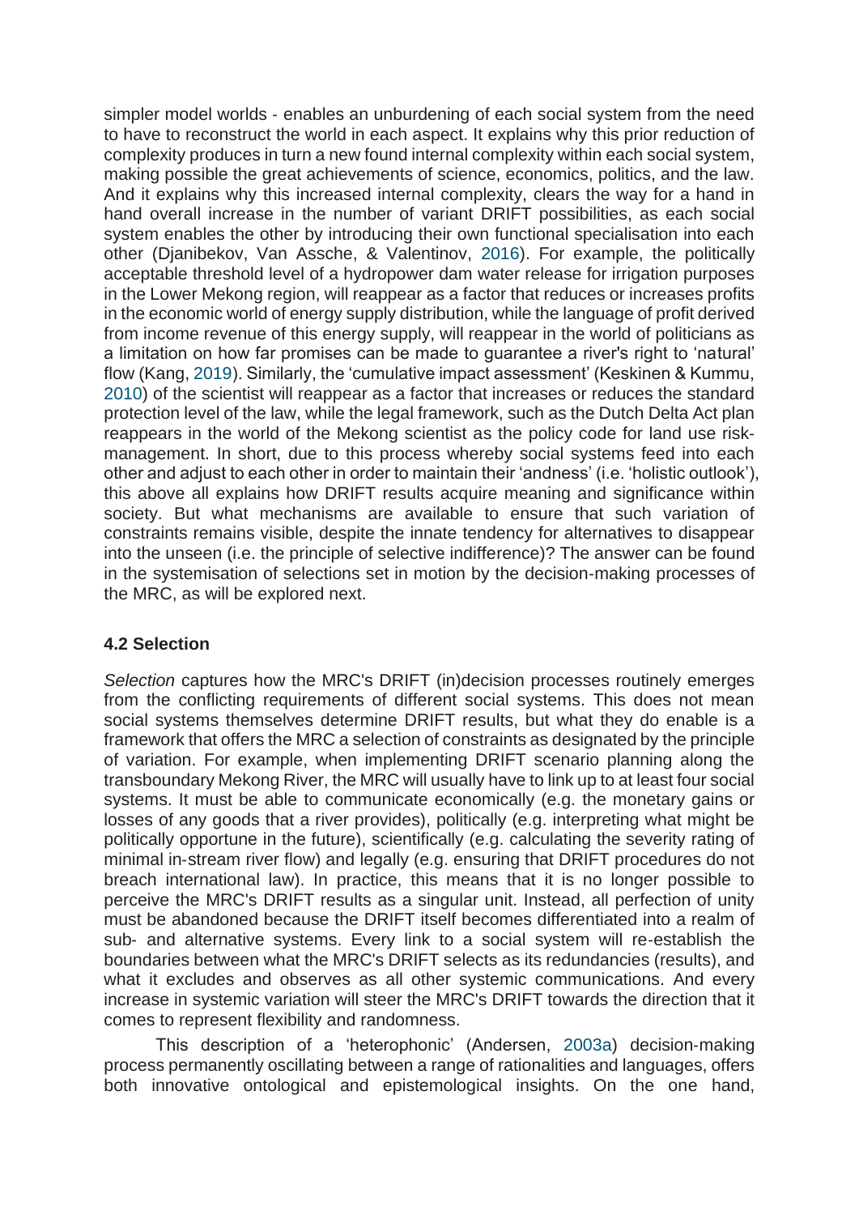simpler model worlds - enables an unburdening of each social system from the need to have to reconstruct the world in each aspect. It explains why this prior reduction of complexity produces in turn a new found internal complexity within each social system, making possible the great achievements of science, economics, politics, and the law. And it explains why this increased internal complexity, clears the way for a hand in hand overall increase in the number of variant DRIFT possibilities, as each social system enables the other by introducing their own functional specialisation into each other (Djanibekov, Van Assche, & Valentinov, 2016). For example, the politically acceptable threshold level of a hydropower dam water release for irrigation purposes in the Lower Mekong region, will reappear as a factor that reduces or increases profits in the economic world of energy supply distribution, while the language of profit derived from income revenue of this energy supply, will reappear in the world of politicians as a limitation on how far promises can be made to guarantee a river's right to 'natural' flow (Kang, 2019). Similarly, the 'cumulative impact assessment' (Keskinen & Kummu, 2010) of the scientist will reappear as a factor that increases or reduces the standard protection level of the law, while the legal framework, such as the Dutch Delta Act plan reappears in the world of the Mekong scientist as the policy code for land use risk-management. In short, due to this process whereby social systems feed into each other and adjust to each other in order to maintain their 'andness' (i.e. 'holistic outlook'), this above all explains how DRIFT results acquire meaning and significance within society. But what mechanisms are available to ensure that such variation of constraints remains visible, despite the innate tendency for alternatives to disappear into the unseen (i.e. the principle of selective indifference)? The answer can be found in the systemisation of selections set in motion by the decision-making processes of the MRC, as will be explored next.

### 4.2 Selection

*Selection* captures how the MRC's DRIFT (in)decision processes routinely emerges from the conflicting requirements of different social systems. This does not mean social systems themselves determine DRIFT results, but what they do enable is a framework that offers the MRC a selection of constraints as designated by the principle of variation. For example, when implementing DRIFT scenario planning along the transboundary Mekong River, the MRC will usually have to link up to at least four social systems. It must be able to communicate economically (e.g. the monetary gains or losses of any goods that a river provides), politically (e.g. interpreting what might be politically opportune in the future), scientifically (e.g. calculating the severity rating of minimal in-stream river flow) and legally (e.g. ensuring that DRIFT procedures do not breach international law). In practice, this means that it is no longer possible to perceive the MRC's DRIFT results as a singular unit. Instead, all perfection of unity must be abandoned because the DRIFT itself becomes differentiated into a realm of sub- and alternative systems. Every link to a social system will re-establish the boundaries between what the MRC's DRIFT selects as its redundancies (results), and what it excludes and observes as all other systemic communications. And every increase in systemic variation will steer the MRC's DRIFT towards the direction that it comes to represent flexibility and randomness.

This description of a 'heterophonic' (Andersen, 2003a) decision-making process permanently oscillating between a range of rationalities and languages, offers both innovative ontological and epistemological insights. On the one hand,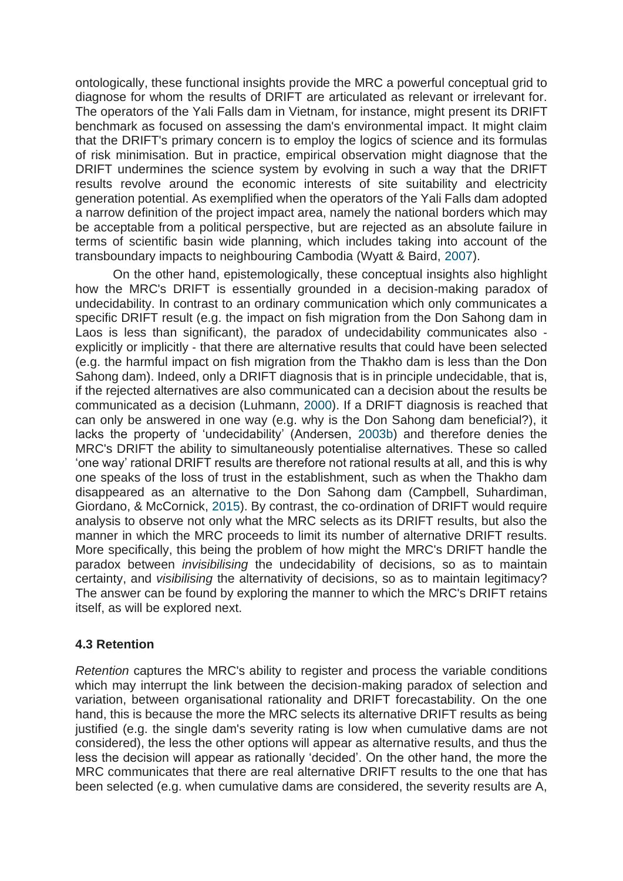ontologically, these functional insights provide the MRC a powerful conceptual grid to diagnose for whom the results of DRIFT are articulated as relevant or irrelevant for. The operators of the Yali Falls dam in Vietnam, for instance, might present its DRIFT benchmark as focused on assessing the dam's environmental impact. It might claim that the DRIFT's primary concern is to employ the logics of science and its formulas of risk minimisation. But in practice, empirical observation might diagnose that the DRIFT undermines the science system by evolving in such a way that the DRIFT results revolve around the economic interests of site suitability and electricity generation potential. As exemplified when the operators of the Yali Falls dam adopted a narrow definition of the project impact area, namely the national borders which may be acceptable from a political perspective, but are rejected as an absolute failure in terms of scientific basin wide planning, which includes taking into account of the transboundary impacts to neighbouring Cambodia (Wyatt & Baird, 2007).

On the other hand, epistemologically, these conceptual insights also highlight how the MRC's DRIFT is essentially grounded in a decision-making paradox of undecidability. In contrast to an ordinary communication which only communicates a specific DRIFT result (e.g. the impact on fish migration from the Don Sahong dam in Laos is less than significant), the paradox of undecidability communicates also - explicitly or implicitly - that there are alternative results that could have been selected (e.g. the harmful impact on fish migration from the Thakho dam is less than the Don Sahong dam). Indeed, only a DRIFT diagnosis that is in principle undecidable, that is, if the rejected alternatives are also communicated can a decision about the results be communicated as a decision (Luhmann, 2000). If a DRIFT diagnosis is reached that can only be answered in one way (e.g. why is the Don Sahong dam beneficial?), it lacks the property of 'undecidability' (Andersen, 2003b) and therefore denies the MRC's DRIFT the ability to simultaneously potentialise alternatives. These so called 'one way' rational DRIFT results are therefore not rational results at all, and this is why one speaks of the loss of trust in the establishment, such as when the Thakho dam disappeared as an alternative to the Don Sahong dam (Campbell, Suhardiman, Giordano, & McCornick, 2015). By contrast, the co-ordination of DRIFT would require analysis to observe not only what the MRC selects as its DRIFT results, but also the manner in which the MRC proceeds to limit its number of alternative DRIFT results. More specifically, this being the problem of how might the MRC's DRIFT handle the paradox between *invisibilising* the undecidability of decisions, so as to maintain certainty, and *visibilising* the alternativity of decisions, so as to maintain legitimacy? The answer can be found by exploring the manner to which the MRC's DRIFT retains itself, as will be explored next.

### 4.3 Retention

*Retention* captures the MRC's ability to register and process the variable conditions which may interrupt the link between the decision-making paradox of selection and variation, between organisational rationality and DRIFT forecastability. On the one hand, this is because the more the MRC selects its alternative DRIFT results as being justified (e.g. the single dam's severity rating is low when cumulative dams are not considered), the less the other options will appear as alternative results, and thus the less the decision will appear as rationally 'decided'. On the other hand, the more the MRC communicates that there are real alternative DRIFT results to the one that has been selected (e.g. when cumulative dams are considered, the severity results are A,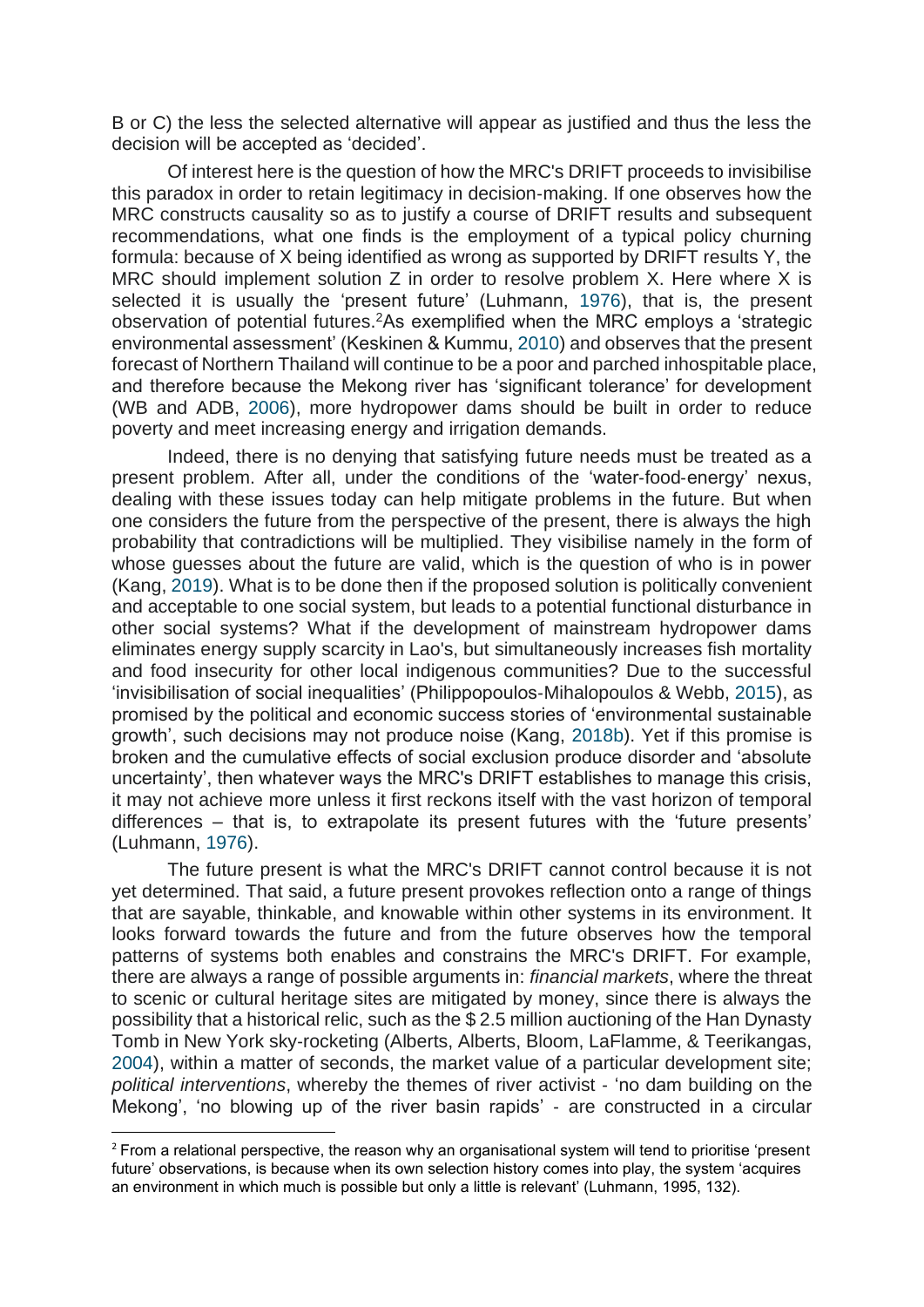B or C) the less the selected alternative will appear as justified and thus the less the decision will be accepted as 'decided'.

Of interest here is the question of how the MRC's DRIFT proceeds to invisibilise this paradox in order to retain legitimacy in decision-making. If one observes how the MRC constructs causality so as to justify a course of DRIFT results and subsequent recommendations, what one finds is the employment of a typical policy churning formula: because of X being identified as wrong as supported by DRIFT results Y, the MRC should implement solution Z in order to resolve problem X. Here where X is selected it is usually the 'present future' (Luhmann, 1976), that is, the present observation of potential futures.[2] As exemplified when the MRC employs a 'strategic environmental assessment' (Keskinen & Kummu, 2010) and observes that the present forecast of Northern Thailand will continue to be a poor and parched inhospitable place, and therefore because the Mekong river has 'significant tolerance' for development (WB and ADB, 2006), more hydropower dams should be built in order to reduce poverty and meet increasing energy and irrigation demands.

Indeed, there is no denying that satisfying future needs must be treated as a present problem. After all, under the conditions of the 'water-food-energy' nexus, dealing with these issues today can help mitigate problems in the future. But when one considers the future from the perspective of the present, there is always the high probability that contradictions will be multiplied. They visibilise namely in the form of whose guesses about the future are valid, which is the question of who is in power (Kang, 2019). What is to be done then if the proposed solution is politically convenient and acceptable to one social system, but leads to a potential functional disturbance in other social systems? What if the development of mainstream hydropower dams eliminates energy supply scarcity in Lao's, but simultaneously increases fish mortality and food insecurity for other local indigenous communities? Due to the successful 'invisibilisation of social inequalities' (Philippopoulos-Mihalopoulos & Webb, 2015), as promised by the political and economic success stories of 'environmental sustainable growth', such decisions may not produce noise (Kang, 2018b). Yet if this promise is broken and the cumulative effects of social exclusion produce disorder and 'absolute uncertainty', then whatever ways the MRC's DRIFT establishes to manage this crisis, it may not achieve more unless it first reckons itself with the vast horizon of temporal differences – that is, to extrapolate its present futures with the 'future presents' (Luhmann, 1976).

The future present is what the MRC's DRIFT cannot control because it is not yet determined. That said, a future present provokes reflection onto a range of things that are sayable, thinkable, and knowable within other systems in its environment. It looks forward towards the future and from the future observes how the temporal patterns of systems both enables and constrains the MRC's DRIFT. For example, there are always a range of possible arguments in: *financial markets*, where the threat to scenic or cultural heritage sites are mitigated by money, since there is always the possibility that a historical relic, such as the $ 2.5 million auctioning of the Han Dynasty Tomb in New York sky-rocketing (Alberts, Alberts, Bloom, LaFlamme, & Teerikangas, 2004), within a matter of seconds, the market value of a particular development site; *political interventions*, whereby the themes of river activist - 'no dam building on the Mekong', 'no blowing up of the river basin rapids' - are constructed in a circular

[2] From a relational perspective, the reason why an organisational system will tend to prioritise 'present future' observations, is because when its own selection history comes into play, the system 'acquires an environment in which much is possible but only a little is relevant' (Luhmann, 1995, 132).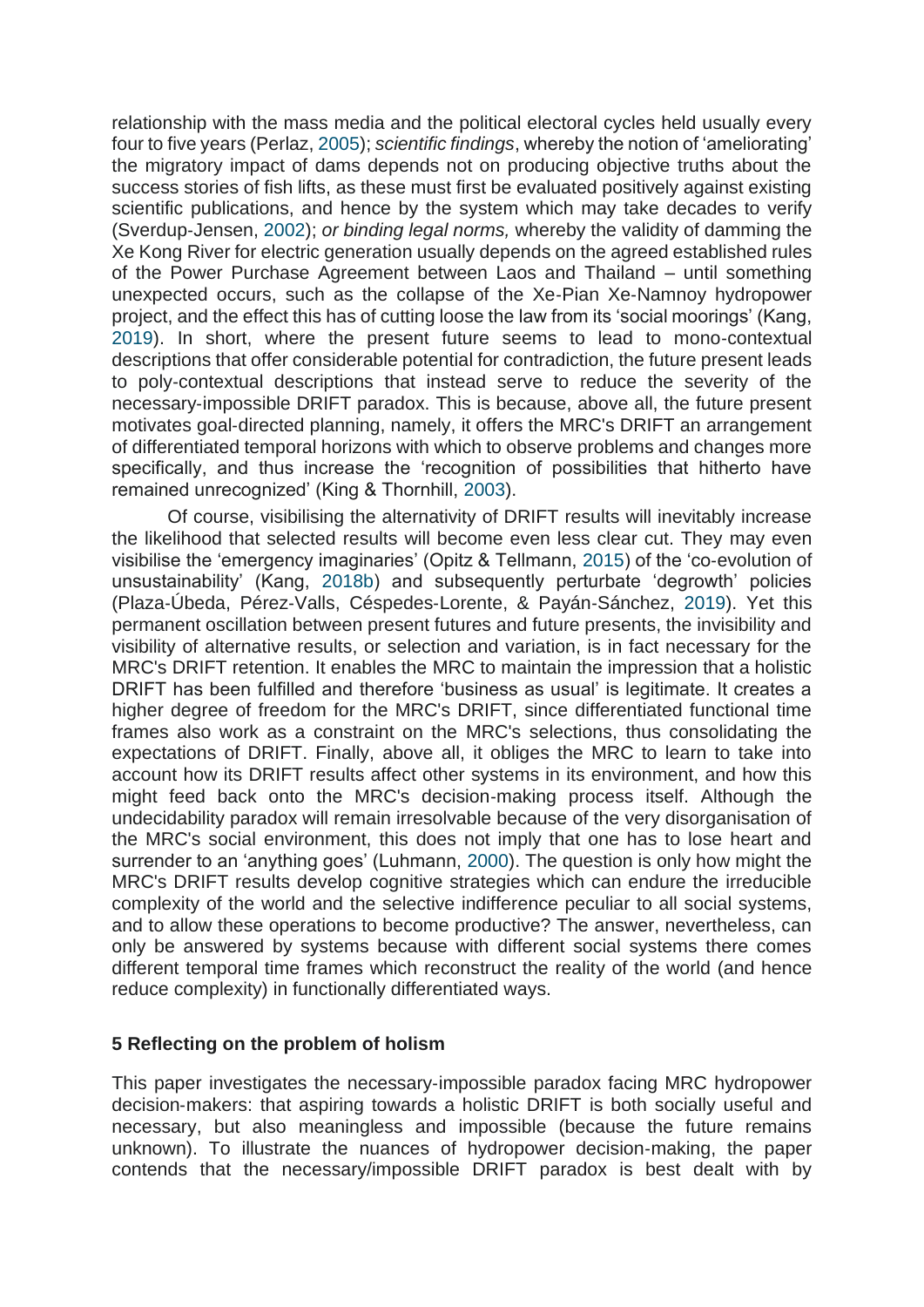relationship with the mass media and the political electoral cycles held usually every four to five years (Perlaz, 2005); *scientific findings*, whereby the notion of 'ameliorating' the migratory impact of dams depends not on producing objective truths about the success stories of fish lifts, as these must first be evaluated positively against existing scientific publications, and hence by the system which may take decades to verify (Sverdup-Jensen, 2002); *or binding legal norms,* whereby the validity of damming the Xe Kong River for electric generation usually depends on the agreed established rules of the Power Purchase Agreement between Laos and Thailand – until something unexpected occurs, such as the collapse of the Xe-Pian Xe-Namnoy hydropower project, and the effect this has of cutting loose the law from its 'social moorings' (Kang, 2019). In short, where the present future seems to lead to mono-contextual descriptions that offer considerable potential for contradiction, the future present leads to poly-contextual descriptions that instead serve to reduce the severity of the necessary-impossible DRIFT paradox. This is because, above all, the future present motivates goal-directed planning, namely, it offers the MRC's DRIFT an arrangement of differentiated temporal horizons with which to observe problems and changes more specifically, and thus increase the 'recognition of possibilities that hitherto have remained unrecognized' (King & Thornhill, 2003).

Of course, visibilising the alternativity of DRIFT results will inevitably increase the likelihood that selected results will become even less clear cut. They may even visibilise the 'emergency imaginaries' (Opitz & Tellmann, 2015) of the 'co-evolution of unsustainability' (Kang, 2018b) and subsequently perturbate 'degrowth' policies (Plaza-Úbeda, Pérez-Valls, Céspedes-Lorente, & Payán-Sánchez, 2019). Yet this permanent oscillation between present futures and future presents, the invisibility and visibility of alternative results, or selection and variation, is in fact necessary for the MRC's DRIFT retention. It enables the MRC to maintain the impression that a holistic DRIFT has been fulfilled and therefore 'business as usual' is legitimate. It creates a higher degree of freedom for the MRC's DRIFT, since differentiated functional time frames also work as a constraint on the MRC's selections, thus consolidating the expectations of DRIFT. Finally, above all, it obliges the MRC to learn to take into account how its DRIFT results affect other systems in its environment, and how this might feed back onto the MRC's decision-making process itself. Although the undecidability paradox will remain irresolvable because of the very disorganisation of the MRC's social environment, this does not imply that one has to lose heart and surrender to an 'anything goes' (Luhmann, 2000). The question is only how might the MRC's DRIFT results develop cognitive strategies which can endure the irreducible complexity of the world and the selective indifference peculiar to all social systems, and to allow these operations to become productive? The answer, nevertheless, can only be answered by systems because with different social systems there comes different temporal time frames which reconstruct the reality of the world (and hence reduce complexity) in functionally differentiated ways.

## 5 Reflecting on the problem of holism

This paper investigates the necessary-impossible paradox facing MRC hydropower decision-makers: that aspiring towards a holistic DRIFT is both socially useful and necessary, but also meaningless and impossible (because the future remains unknown). To illustrate the nuances of hydropower decision-making, the paper contends that the necessary/impossible DRIFT paradox is best dealt with by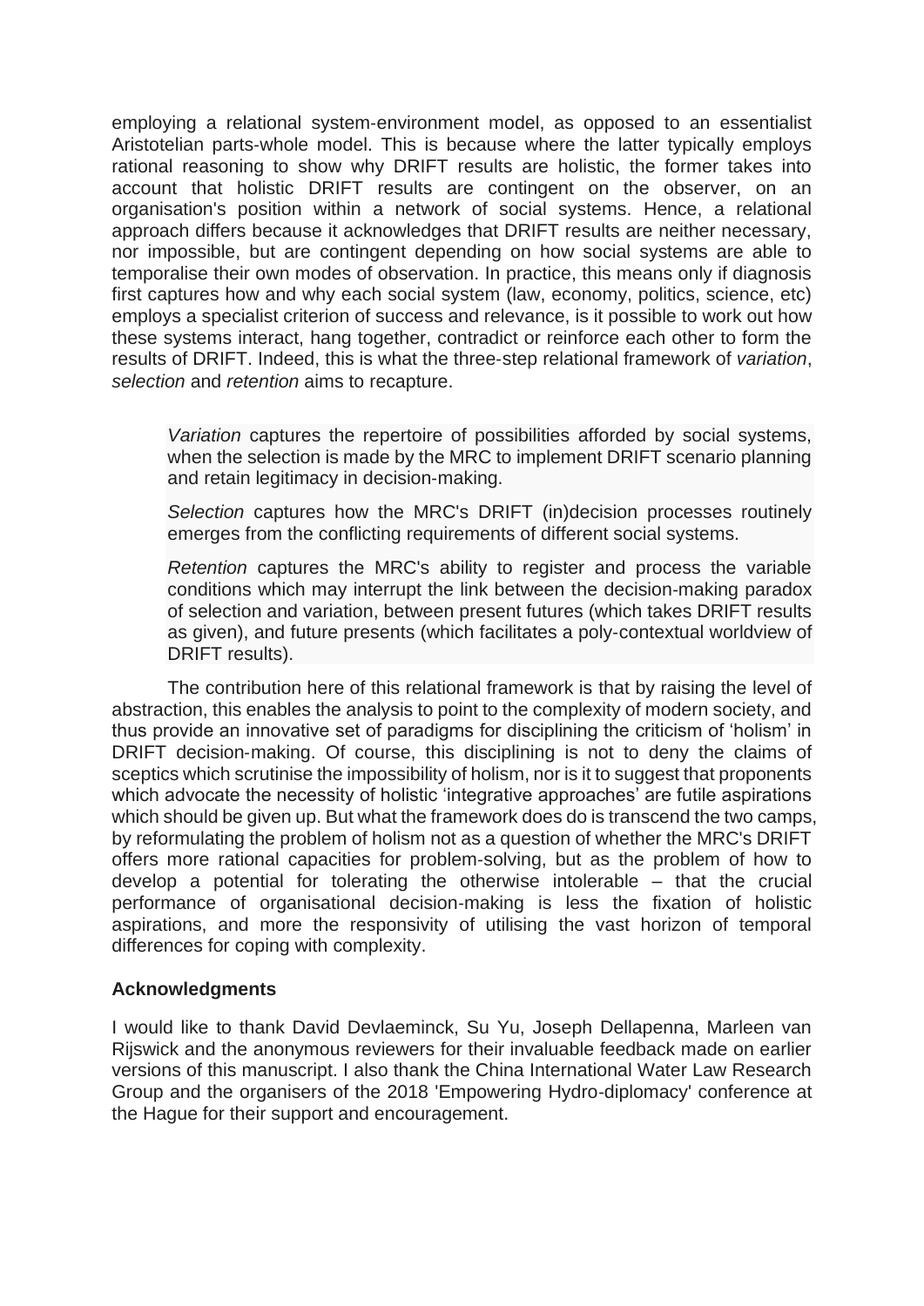employing a relational system-environment model, as opposed to an essentialist Aristotelian parts-whole model. This is because where the latter typically employs rational reasoning to show why DRIFT results are holistic, the former takes into account that holistic DRIFT results are contingent on the observer, on an organisation's position within a network of social systems. Hence, a relational approach differs because it acknowledges that DRIFT results are neither necessary, nor impossible, but are contingent depending on how social systems are able to temporalise their own modes of observation. In practice, this means only if diagnosis first captures how and why each social system (law, economy, politics, science, etc) employs a specialist criterion of success and relevance, is it possible to work out how these systems interact, hang together, contradict or reinforce each other to form the results of DRIFT. Indeed, this is what the three-step relational framework of *variation*, *selection* and *retention* aims to recapture.

> *Variation* captures the repertoire of possibilities afforded by social systems, when the selection is made by the MRC to implement DRIFT scenario planning and retain legitimacy in decision-making.
>
> *Selection* captures how the MRC's DRIFT (in)decision processes routinely emerges from the conflicting requirements of different social systems.
>
> *Retention* captures the MRC's ability to register and process the variable conditions which may interrupt the link between the decision-making paradox of selection and variation, between present futures (which takes DRIFT results as given), and future presents (which facilitates a poly-contextual worldview of DRIFT results).

The contribution here of this relational framework is that by raising the level of abstraction, this enables the analysis to point to the complexity of modern society, and thus provide an innovative set of paradigms for disciplining the criticism of 'holism' in DRIFT decision-making. Of course, this disciplining is not to deny the claims of sceptics which scrutinise the impossibility of holism, nor is it to suggest that proponents which advocate the necessity of holistic 'integrative approaches' are futile aspirations which should be given up. But what the framework does do is transcend the two camps, by reformulating the problem of holism not as a question of whether the MRC's DRIFT offers more rational capacities for problem-solving, but as the problem of how to develop a potential for tolerating the otherwise intolerable – that the crucial performance of organisational decision-making is less the fixation of holistic aspirations, and more the responsivity of utilising the vast horizon of temporal differences for coping with complexity.

**Acknowledgments**

I would like to thank David Devlaeminck, Su Yu, Joseph Dellapenna, Marleen van Rijswick and the anonymous reviewers for their invaluable feedback made on earlier versions of this manuscript. I also thank the China International Water Law Research Group and the organisers of the 2018 'Empowering Hydro-diplomacy' conference at the Hague for their support and encouragement.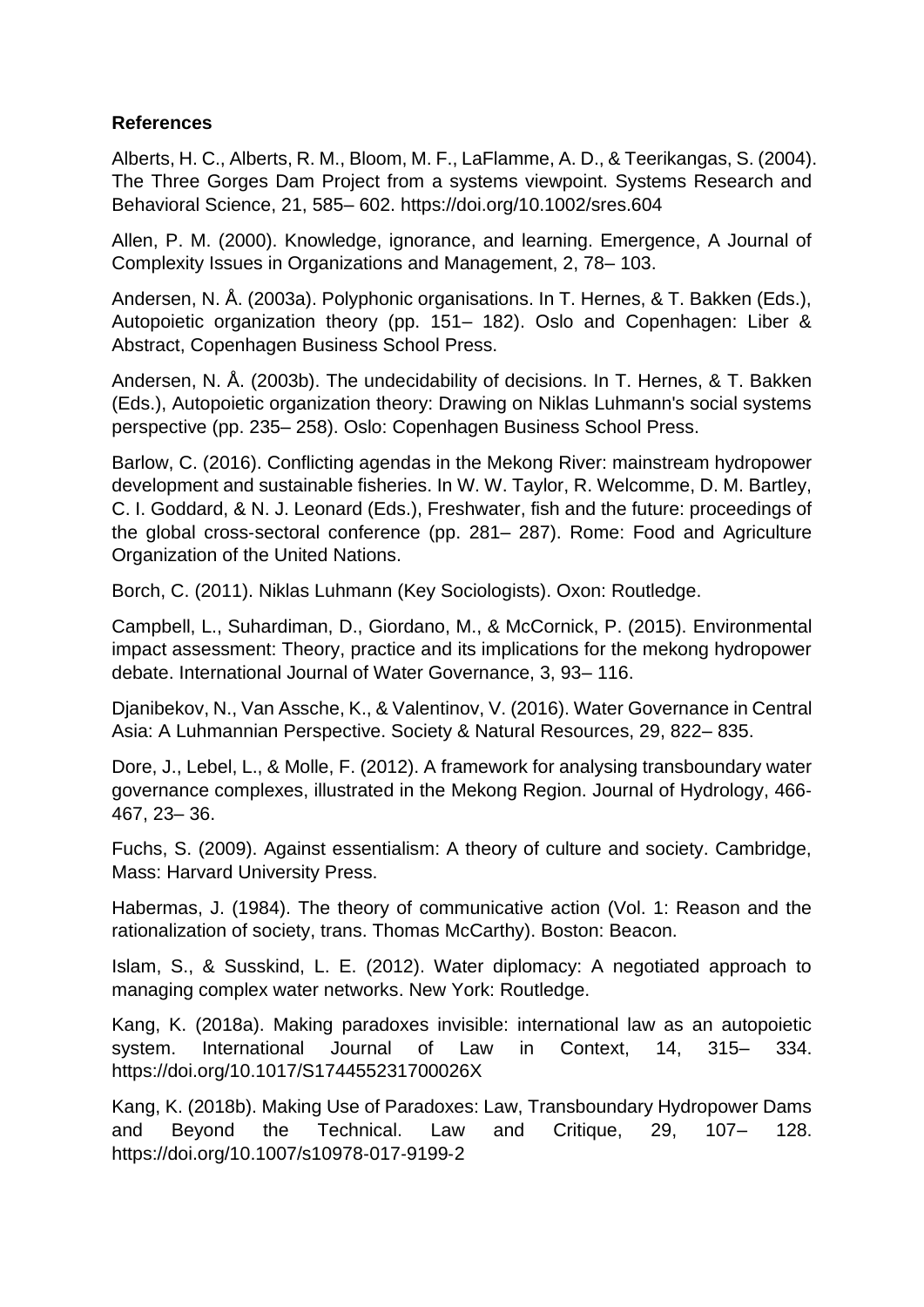**References**

Alberts, H. C., Alberts, R. M., Bloom, M. F., LaFlamme, A. D., & Teerikangas, S. (2004). The Three Gorges Dam Project from a systems viewpoint. Systems Research and Behavioral Science, 21, 585– 602. https://doi.org/10.1002/sres.604

Allen, P. M. (2000). Knowledge, ignorance, and learning. Emergence, A Journal of Complexity Issues in Organizations and Management, 2, 78– 103.

Andersen, N. Å. (2003a). Polyphonic organisations. In T. Hernes, & T. Bakken (Eds.), Autopoietic organization theory (pp. 151– 182). Oslo and Copenhagen: Liber & Abstract, Copenhagen Business School Press.

Andersen, N. Å. (2003b). The undecidability of decisions. In T. Hernes, & T. Bakken (Eds.), Autopoietic organization theory: Drawing on Niklas Luhmann's social systems perspective (pp. 235– 258). Oslo: Copenhagen Business School Press.

Barlow, C. (2016). Conflicting agendas in the Mekong River: mainstream hydropower development and sustainable fisheries. In W. W. Taylor, R. Welcomme, D. M. Bartley, C. I. Goddard, & N. J. Leonard (Eds.), Freshwater, fish and the future: proceedings of the global cross-sectoral conference (pp. 281– 287). Rome: Food and Agriculture Organization of the United Nations.

Borch, C. (2011). Niklas Luhmann (Key Sociologists). Oxon: Routledge.

Campbell, L., Suhardiman, D., Giordano, M., & McCornick, P. (2015). Environmental impact assessment: Theory, practice and its implications for the mekong hydropower debate. International Journal of Water Governance, 3, 93– 116.

Djanibekov, N., Van Assche, K., & Valentinov, V. (2016). Water Governance in Central Asia: A Luhmannian Perspective. Society & Natural Resources, 29, 822– 835.

Dore, J., Lebel, L., & Molle, F. (2012). A framework for analysing transboundary water governance complexes, illustrated in the Mekong Region. Journal of Hydrology, 466-467, 23– 36.

Fuchs, S. (2009). Against essentialism: A theory of culture and society. Cambridge, Mass: Harvard University Press.

Habermas, J. (1984). The theory of communicative action (Vol. 1: Reason and the rationalization of society, trans. Thomas McCarthy). Boston: Beacon.

Islam, S., & Susskind, L. E. (2012). Water diplomacy: A negotiated approach to managing complex water networks. New York: Routledge.

Kang, K. (2018a). Making paradoxes invisible: international law as an autopoietic system. International Journal of Law in Context, 14, 315– 334. https://doi.org/10.1017/S174455231700026X

Kang, K. (2018b). Making Use of Paradoxes: Law, Transboundary Hydropower Dams and Beyond the Technical. Law and Critique, 29, 107– 128. https://doi.org/10.1007/s10978-017-9199-2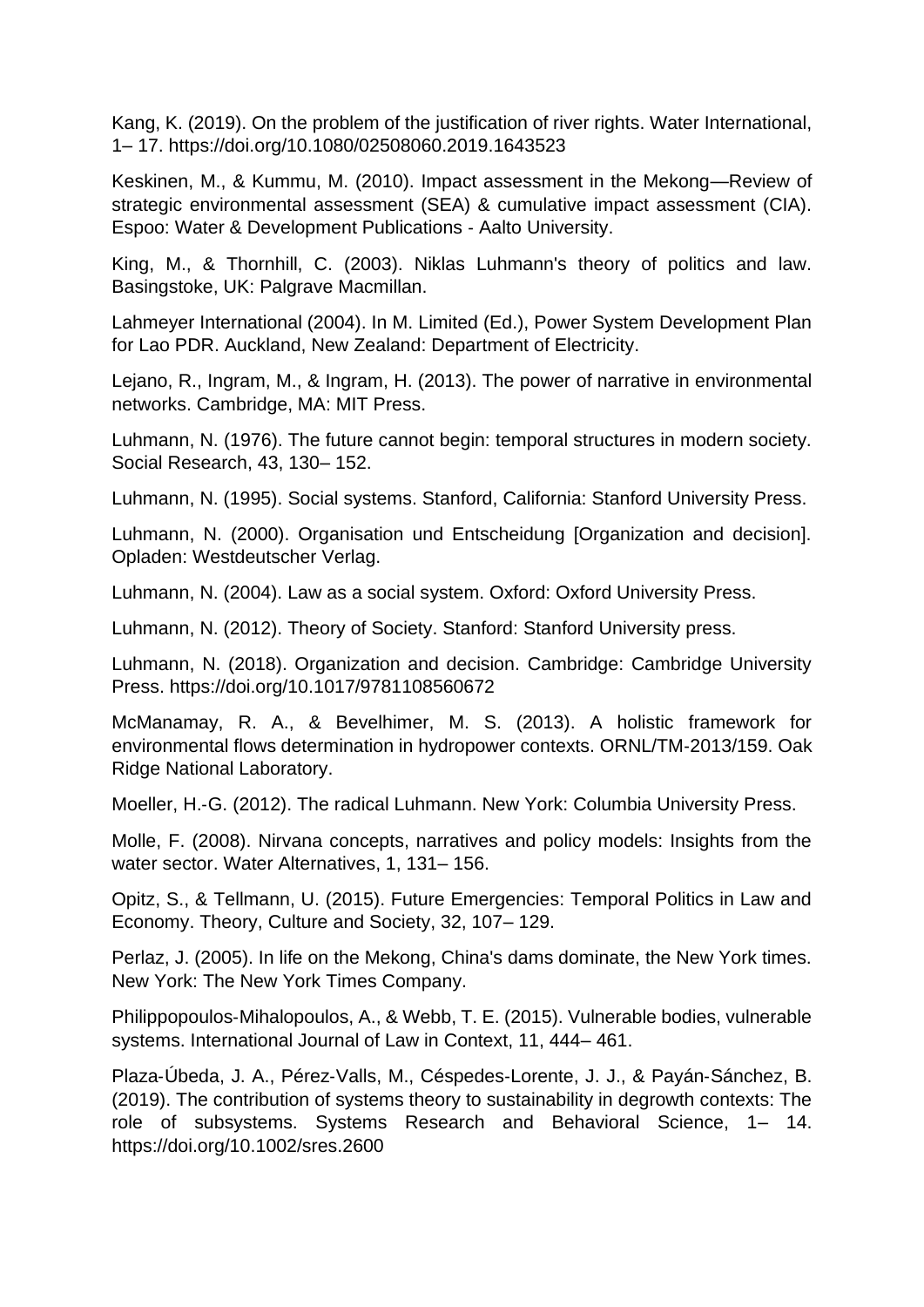Kang, K. (2019). On the problem of the justification of river rights. Water International, 1– 17. https://doi.org/10.1080/02508060.2019.1643523

Keskinen, M., & Kummu, M. (2010). Impact assessment in the Mekong—Review of strategic environmental assessment (SEA) & cumulative impact assessment (CIA). Espoo: Water & Development Publications - Aalto University.

King, M., & Thornhill, C. (2003). Niklas Luhmann's theory of politics and law. Basingstoke, UK: Palgrave Macmillan.

Lahmeyer International (2004). In M. Limited (Ed.), Power System Development Plan for Lao PDR. Auckland, New Zealand: Department of Electricity.

Lejano, R., Ingram, M., & Ingram, H. (2013). The power of narrative in environmental networks. Cambridge, MA: MIT Press.

Luhmann, N. (1976). The future cannot begin: temporal structures in modern society. Social Research, 43, 130– 152.

Luhmann, N. (1995). Social systems. Stanford, California: Stanford University Press.

Luhmann, N. (2000). Organisation und Entscheidung [Organization and decision]. Opladen: Westdeutscher Verlag.

Luhmann, N. (2004). Law as a social system. Oxford: Oxford University Press.

Luhmann, N. (2012). Theory of Society. Stanford: Stanford University press.

Luhmann, N. (2018). Organization and decision. Cambridge: Cambridge University Press. https://doi.org/10.1017/9781108560672

McManamay, R. A., & Bevelhimer, M. S. (2013). A holistic framework for environmental flows determination in hydropower contexts. ORNL/TM-2013/159. Oak Ridge National Laboratory.

Moeller, H.-G. (2012). The radical Luhmann. New York: Columbia University Press.

Molle, F. (2008). Nirvana concepts, narratives and policy models: Insights from the water sector. Water Alternatives, 1, 131– 156.

Opitz, S., & Tellmann, U. (2015). Future Emergencies: Temporal Politics in Law and Economy. Theory, Culture and Society, 32, 107– 129.

Perlaz, J. (2005). In life on the Mekong, China's dams dominate, the New York times. New York: The New York Times Company.

Philippopoulos-Mihalopoulos, A., & Webb, T. E. (2015). Vulnerable bodies, vulnerable systems. International Journal of Law in Context, 11, 444– 461.

Plaza-Úbeda, J. A., Pérez-Valls, M., Céspedes-Lorente, J. J., & Payán-Sánchez, B. (2019). The contribution of systems theory to sustainability in degrowth contexts: The role of subsystems. Systems Research and Behavioral Science, 1– 14. https://doi.org/10.1002/sres.2600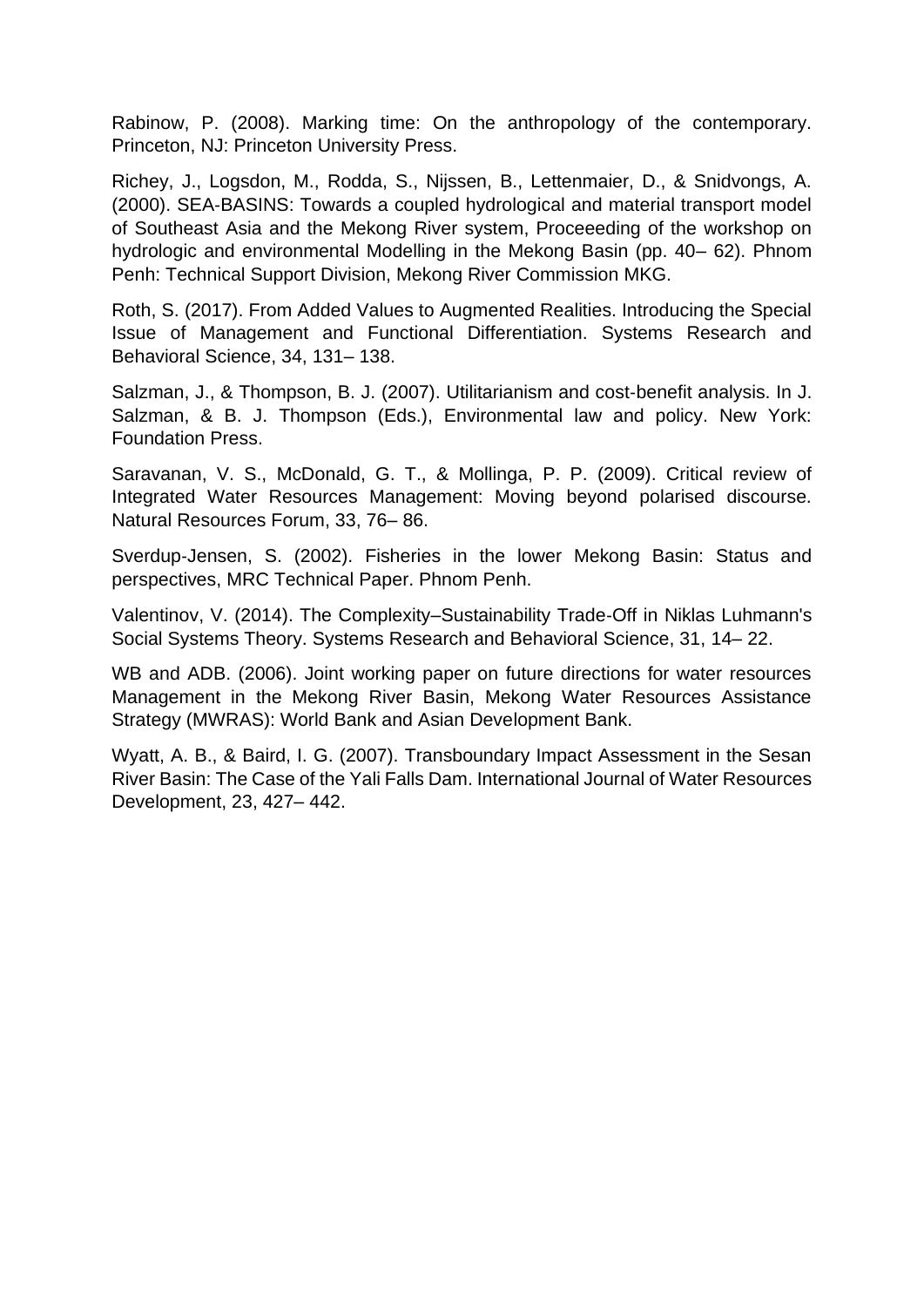Rabinow, P. (2008). Marking time: On the anthropology of the contemporary. Princeton, NJ: Princeton University Press.

Richey, J., Logsdon, M., Rodda, S., Nijssen, B., Lettenmaier, D., & Snidvongs, A. (2000). SEA-BASINS: Towards a coupled hydrological and material transport model of Southeast Asia and the Mekong River system, Proceeeding of the workshop on hydrologic and environmental Modelling in the Mekong Basin (pp. 40– 62). Phnom Penh: Technical Support Division, Mekong River Commission MKG.

Roth, S. (2017). From Added Values to Augmented Realities. Introducing the Special Issue of Management and Functional Differentiation. Systems Research and Behavioral Science, 34, 131– 138.

Salzman, J., & Thompson, B. J. (2007). Utilitarianism and cost-benefit analysis. In J. Salzman, & B. J. Thompson (Eds.), Environmental law and policy. New York: Foundation Press.

Saravanan, V. S., McDonald, G. T., & Mollinga, P. P. (2009). Critical review of Integrated Water Resources Management: Moving beyond polarised discourse. Natural Resources Forum, 33, 76– 86.

Sverdup-Jensen, S. (2002). Fisheries in the lower Mekong Basin: Status and perspectives, MRC Technical Paper. Phnom Penh.

Valentinov, V. (2014). The Complexity–Sustainability Trade-Off in Niklas Luhmann's Social Systems Theory. Systems Research and Behavioral Science, 31, 14– 22.

WB and ADB. (2006). Joint working paper on future directions for water resources Management in the Mekong River Basin, Mekong Water Resources Assistance Strategy (MWRAS): World Bank and Asian Development Bank.

Wyatt, A. B., & Baird, I. G. (2007). Transboundary Impact Assessment in the Sesan River Basin: The Case of the Yali Falls Dam. International Journal of Water Resources Development, 23, 427– 442.